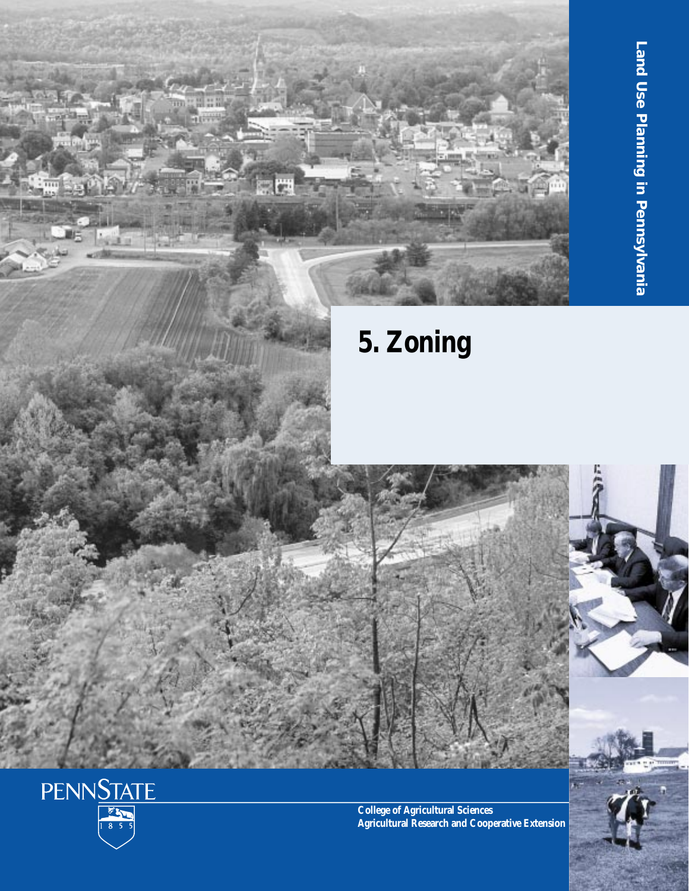Land Use Planning in Pennsylvania

# 5. Zoning

PENNSTATE

1855

College of Agricultural Sciences
Agricultural Research and Cooperative Extension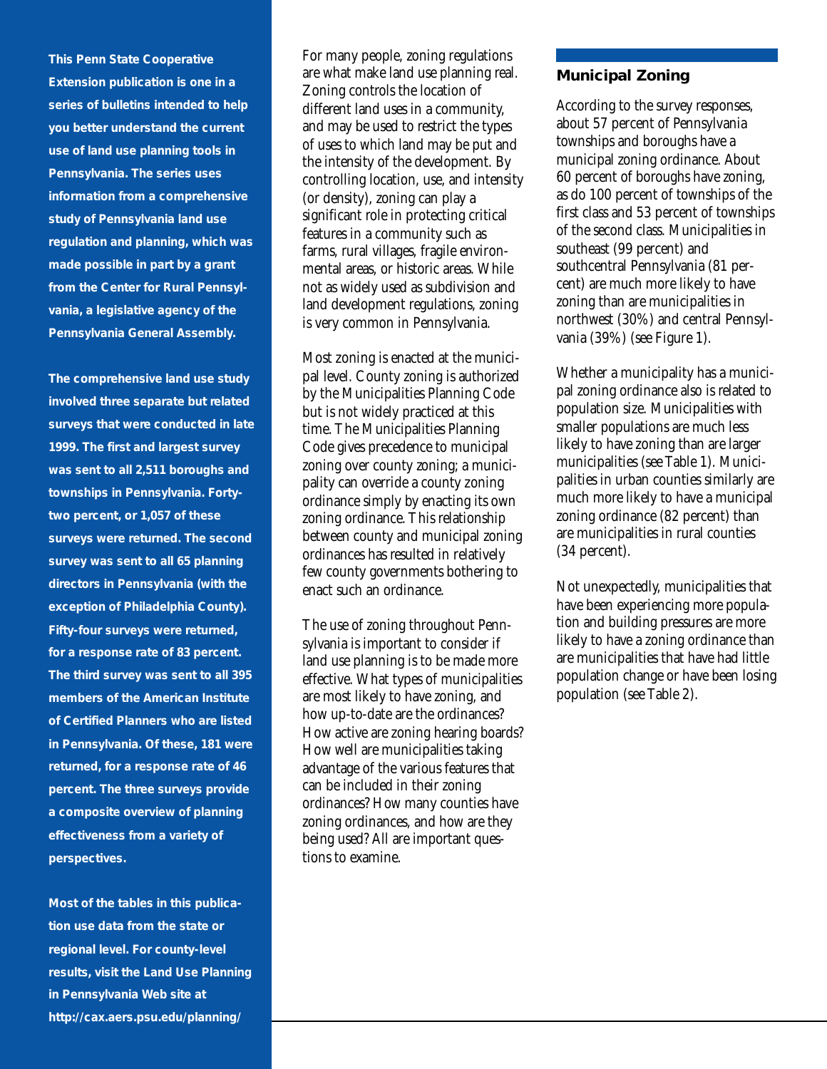**This Penn State Cooperative Extension publication is one in a series of bulletins intended to help you better understand the current use of land use planning tools in Pennsylvania. The series uses information from a comprehensive study of Pennsylvania land use regulation and planning, which was made possible in part by a grant from the Center for Rural Pennsylvania, a legislative agency of the Pennsylvania General Assembly.**

**The comprehensive land use study involved three separate but related surveys that were conducted in late 1999. The first and largest survey was sent to all 2,511 boroughs and townships in Pennsylvania. Forty-two percent, or 1,057 of these surveys were returned. The second survey was sent to all 65 planning directors in Pennsylvania (with the exception of Philadelphia County). Fifty-four surveys were returned, for a response rate of 83 percent. The third survey was sent to all 395 members of the American Institute of Certified Planners who are listed in Pennsylvania. Of these, 181 were returned, for a response rate of 46 percent. The three surveys provide a composite overview of planning effectiveness from a variety of perspectives.**

**Most of the tables in this publication use data from the state or regional level. For county-level results, visit the Land Use Planning in Pennsylvania Web site at http://cax.aers.psu.edu/planning/**

For many people, zoning regulations are what make land use planning real. Zoning controls the location of different land uses in a community, and may be used to restrict the types of uses to which land may be put and the intensity of the development. By controlling location, use, and intensity (or density), zoning can play a significant role in protecting critical features in a community such as farms, rural villages, fragile environmental areas, or historic areas. While not as widely used as subdivision and land development regulations, zoning is very common in Pennsylvania.

Most zoning is enacted at the municipal level. County zoning is authorized by the Municipalities Planning Code but is not widely practiced at this time. The Municipalities Planning Code gives precedence to municipal zoning over county zoning; a municipality can override a county zoning ordinance simply by enacting its own zoning ordinance. This relationship between county and municipal zoning ordinances has resulted in relatively few county governments bothering to enact such an ordinance.

The use of zoning throughout Pennsylvania is important to consider if land use planning is to be made more effective. What types of municipalities are most likely to have zoning, and how up-to-date are the ordinances? How active are zoning hearing boards? How well are municipalities taking advantage of the various features that can be included in their zoning ordinances? How many counties have zoning ordinances, and how are they being used? All are important questions to examine.

## Municipal Zoning

According to the survey responses, about 57 percent of Pennsylvania townships and boroughs have a municipal zoning ordinance. About 60 percent of boroughs have zoning, as do 100 percent of townships of the first class and 53 percent of townships of the second class. Municipalities in southeast (99 percent) and southcentral Pennsylvania (81 percent) are much more likely to have zoning than are municipalities in northwest (30%) and central Pennsylvania (39%) (see Figure 1).

Whether a municipality has a municipal zoning ordinance also is related to population size. Municipalities with smaller populations are much less likely to have zoning than are larger municipalities (see Table 1). Municipalities in urban counties similarly are much more likely to have a municipal zoning ordinance (82 percent) than are municipalities in rural counties (34 percent).

Not unexpectedly, municipalities that have been experiencing more population and building pressures are more likely to have a zoning ordinance than are municipalities that have had little population change or have been losing population (see Table 2).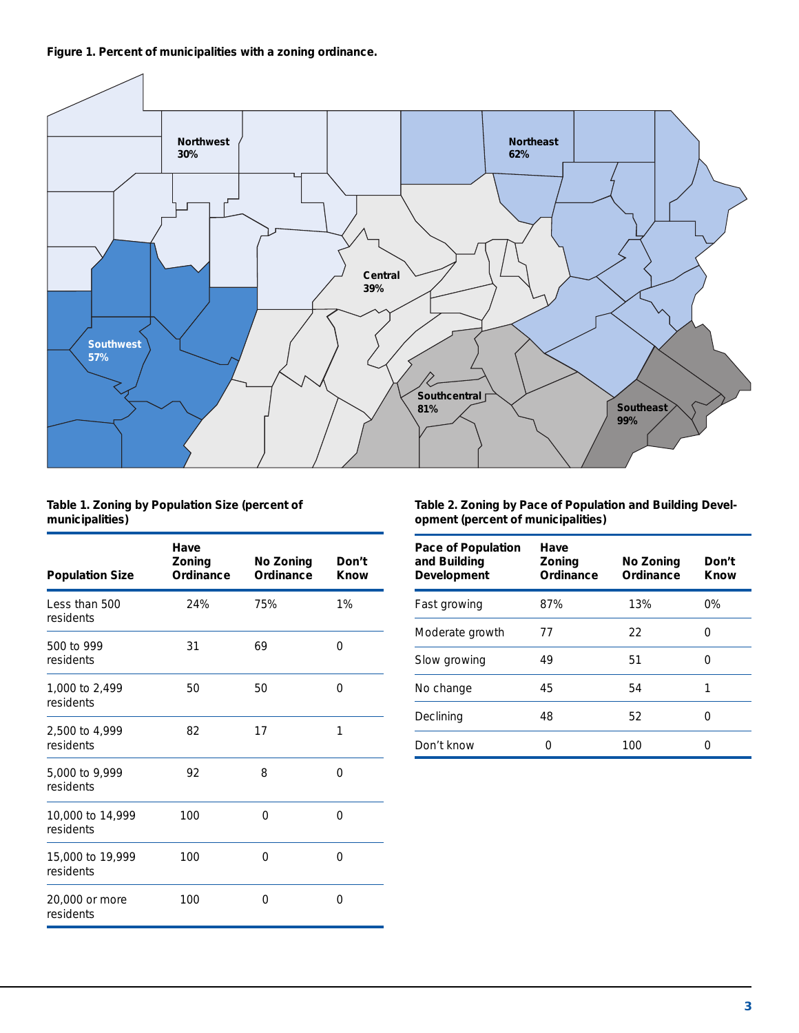**Figure 1. Percent of municipalities with a zoning ordinance.**

Northwest 30%

Northeast 62%

Central 39%

Southwest 57%

Southcentral 81%

Southeast 99%

**Table 1. Zoning by Population Size (percent of municipalities)**

| Population Size | Have Zoning Ordinance | No Zoning Ordinance | Don't Know |
|---|---|---|---|
| Less than 500 residents | 24% | 75% | 1% |
| 500 to 999 residents | 31 | 69 | 0 |
| 1,000 to 2,499 residents | 50 | 50 | 0 |
| 2,500 to 4,999 residents | 82 | 17 | 1 |
| 5,000 to 9,999 residents | 92 | 8 | 0 |
| 10,000 to 14,999 residents | 100 | 0 | 0 |
| 15,000 to 19,999 residents | 100 | 0 | 0 |
| 20,000 or more residents | 100 | 0 | 0 |

**Table 2. Zoning by Pace of Population and Building Development (percent of municipalities)**

| Pace of Population and Building Development | Have Zoning Ordinance | No Zoning Ordinance | Don't Know |
|---|---|---|---|
| Fast growing | 87% | 13% | 0% |
| Moderate growth | 77 | 22 | 0 |
| Slow growing | 49 | 51 | 0 |
| No change | 45 | 54 | 1 |
| Declining | 48 | 52 | 0 |
| Don't know | 0 | 100 | 0 |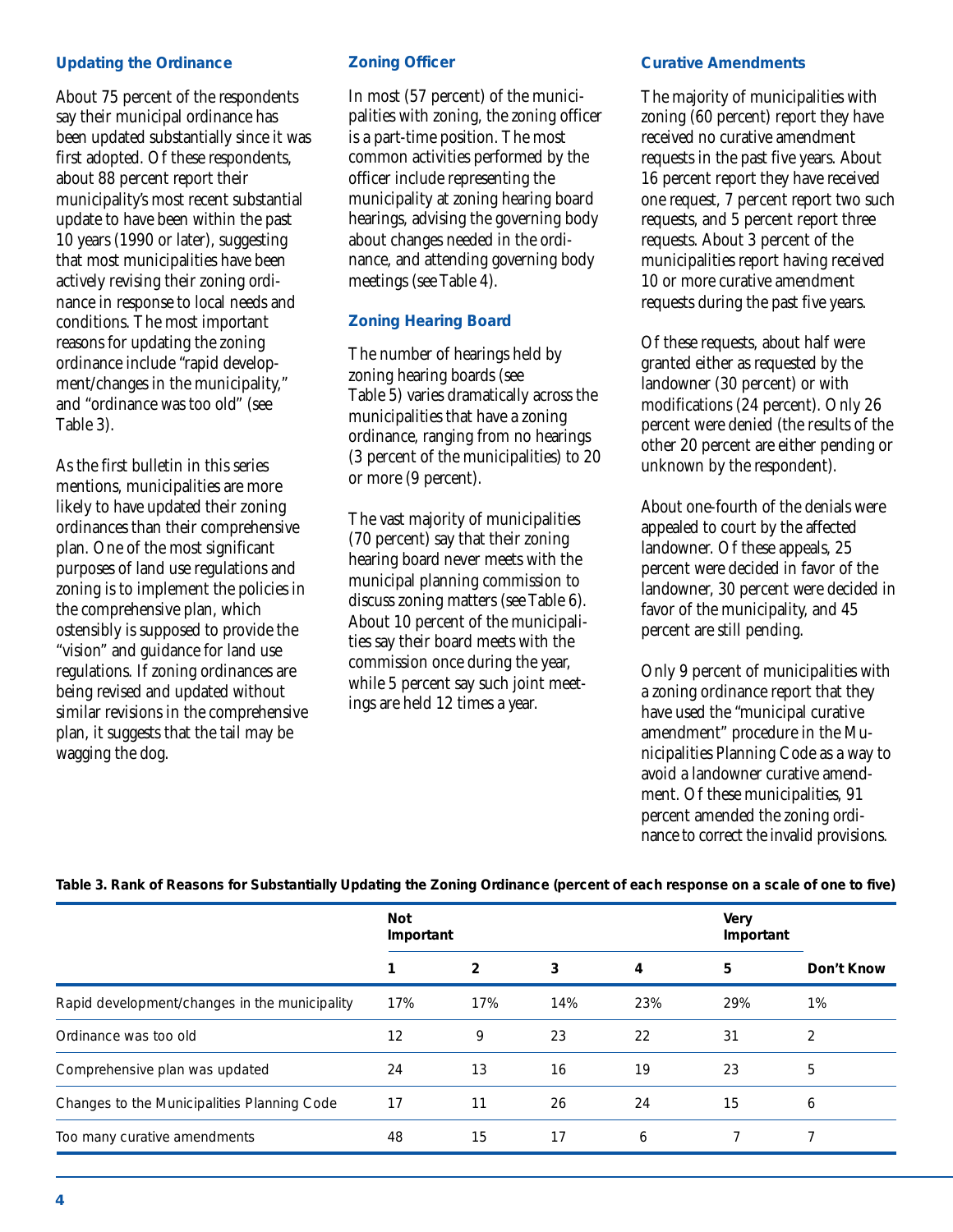### Updating the Ordinance

About 75 percent of the respondents say their municipal ordinance has been updated substantially since it was first adopted. Of these respondents, about 88 percent report their municipality's most recent substantial update to have been within the past 10 years (1990 or later), suggesting that most municipalities have been actively revising their zoning ordinance in response to local needs and conditions. The most important reasons for updating the zoning ordinance include "rapid development/changes in the municipality," and "ordinance was too old" (see Table 3).

As the first bulletin in this series mentions, municipalities are more likely to have updated their zoning ordinances than their comprehensive plan. One of the most significant purposes of land use regulations and zoning is to implement the policies in the comprehensive plan, which ostensibly is supposed to provide the "vision" and guidance for land use regulations. If zoning ordinances are being revised and updated without similar revisions in the comprehensive plan, it suggests that the tail may be wagging the dog.

### Zoning Officer

In most (57 percent) of the municipalities with zoning, the zoning officer is a part-time position. The most common activities performed by the officer include representing the municipality at zoning hearing board hearings, advising the governing body about changes needed in the ordinance, and attending governing body meetings (see Table 4).

### Zoning Hearing Board

The number of hearings held by zoning hearing boards (see Table 5) varies dramatically across the municipalities that have a zoning ordinance, ranging from no hearings (3 percent of the municipalities) to 20 or more (9 percent).

The vast majority of municipalities (70 percent) say that their zoning hearing board never meets with the municipal planning commission to discuss zoning matters (see Table 6). About 10 percent of the municipalities say their board meets with the commission once during the year, while 5 percent say such joint meetings are held 12 times a year.

### Curative Amendments

The majority of municipalities with zoning (60 percent) report they have received no curative amendment requests in the past five years. About 16 percent report they have received one request, 7 percent report two such requests, and 5 percent report three requests. About 3 percent of the municipalities report having received 10 or more curative amendment requests during the past five years.

Of these requests, about half were granted either as requested by the landowner (30 percent) or with modifications (24 percent). Only 26 percent were denied (the results of the other 20 percent are either pending or unknown by the respondent).

About one-fourth of the denials were appealed to court by the affected landowner. Of these appeals, 25 percent were decided in favor of the landowner, 30 percent were decided in favor of the municipality, and 45 percent are still pending.

Only 9 percent of municipalities with a zoning ordinance report that they have used the "municipal curative amendment" procedure in the Municipalities Planning Code as a way to avoid a landowner curative amendment. Of these municipalities, 91 percent amended the zoning ordinance to correct the invalid provisions.

**Table 3. Rank of Reasons for Substantially Updating the Zoning Ordinance (percent of each response on a scale of one to five)**

| | Not Important 1 | 2 | 3 | 4 | Very Important 5 | Don't Know |
|---|---|---|---|---|---|---|
| Rapid development/changes in the municipality | 17% | 17% | 14% | 23% | 29% | 1% |
| Ordinance was too old | 12 | 9 | 23 | 22 | 31 | 2 |
| Comprehensive plan was updated | 24 | 13 | 16 | 19 | 23 | 5 |
| Changes to the Municipalities Planning Code | 17 | 11 | 26 | 24 | 15 | 6 |
| Too many curative amendments | 48 | 15 | 17 | 6 | 7 | 7 |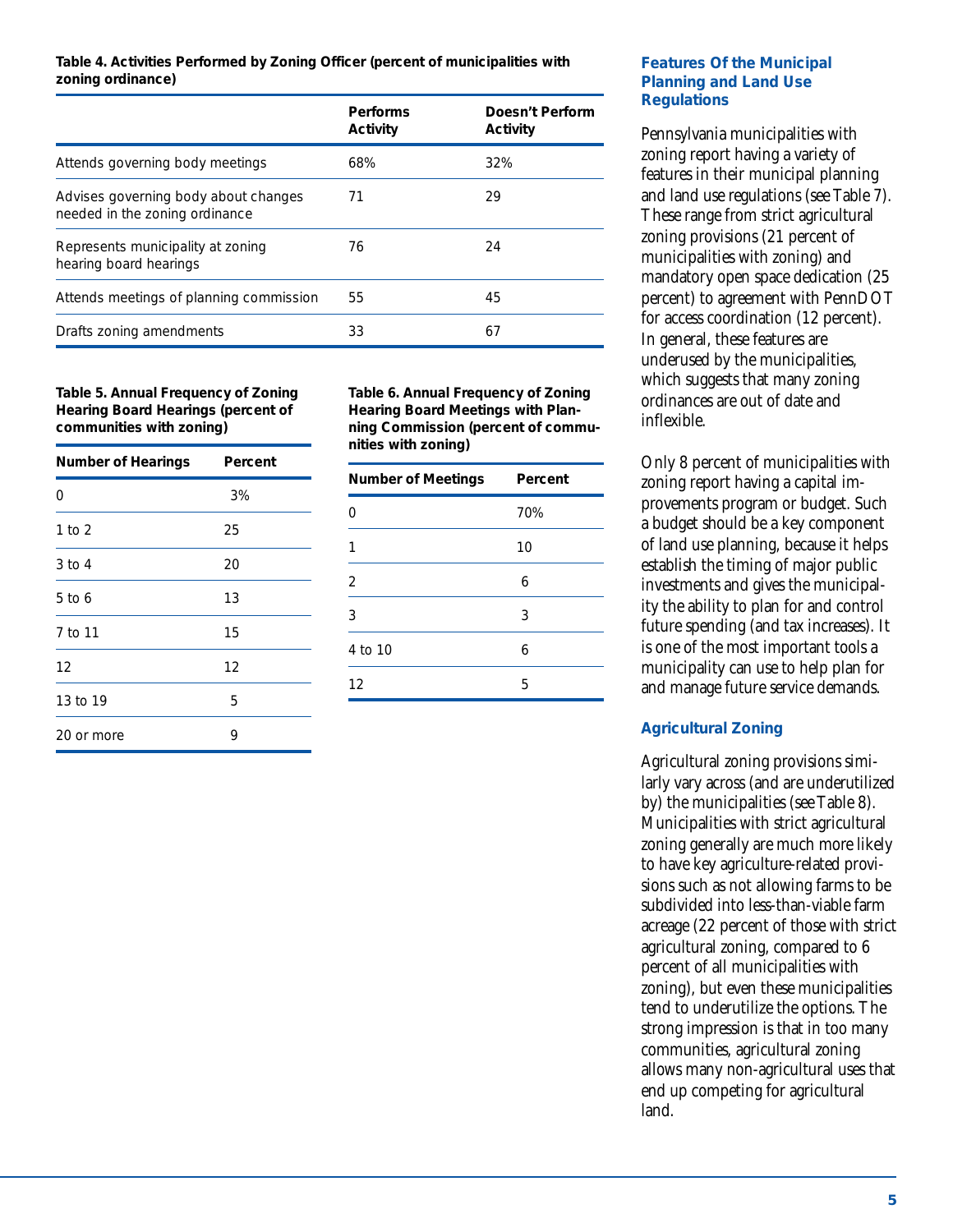**Table 4. Activities Performed by Zoning Officer (percent of municipalities with zoning ordinance)**

| | Performs Activity | Doesn't Perform Activity |
|---|---|---|
| Attends governing body meetings | 68% | 32% |
| Advises governing body about changes needed in the zoning ordinance | 71 | 29 |
| Represents municipality at zoning hearing board hearings | 76 | 24 |
| Attends meetings of planning commission | 55 | 45 |
| Drafts zoning amendments | 33 | 67 |

**Table 5. Annual Frequency of Zoning Hearing Board Hearings (percent of communities with zoning)**

| Number of Hearings | Percent |
|---|---|
| 0 | 3% |
| 1 to 2 | 25 |
| 3 to 4 | 20 |
| 5 to 6 | 13 |
| 7 to 11 | 15 |
| 12 | 12 |
| 13 to 19 | 5 |
| 20 or more | 9 |

**Table 6. Annual Frequency of Zoning Hearing Board Meetings with Planning Commission (percent of communities with zoning)**

| Number of Meetings | Percent |
|---|---|
| 0 | 70% |
| 1 | 10 |
| 2 | 6 |
| 3 | 3 |
| 4 to 10 | 6 |
| 12 | 5 |

## Features Of the Municipal Planning and Land Use Regulations

Pennsylvania municipalities with zoning report having a variety of features in their municipal planning and land use regulations (see Table 7). These range from strict agricultural zoning provisions (21 percent of municipalities with zoning) and mandatory open space dedication (25 percent) to agreement with PennDOT for access coordination (12 percent). In general, these features are underused by the municipalities, which suggests that many zoning ordinances are out of date and inflexible.

Only 8 percent of municipalities with zoning report having a capital improvements program or budget. Such a budget should be a key component of land use planning, because it helps establish the timing of major public investments and gives the municipality the ability to plan for and control future spending (and tax increases). It is one of the most important tools a municipality can use to help plan for and manage future service demands.

## Agricultural Zoning

Agricultural zoning provisions similarly vary across (and are underutilized by) the municipalities (see Table 8). Municipalities with strict agricultural zoning generally are much more likely to have key agriculture-related provisions such as not allowing farms to be subdivided into less-than-viable farm acreage (22 percent of those with strict agricultural zoning, compared to 6 percent of all municipalities with zoning), but even these municipalities tend to underutilize the options. The strong impression is that in too many communities, agricultural zoning allows many non-agricultural uses that end up competing for agricultural land.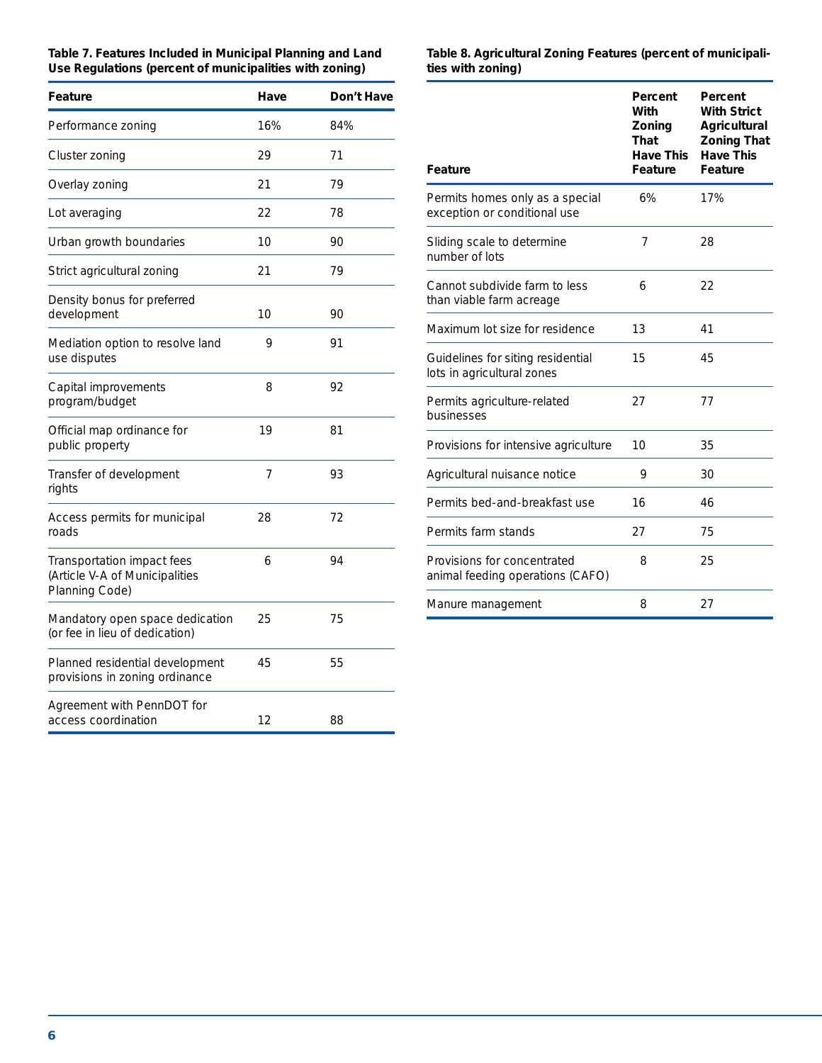**Table 7. Features Included in Municipal Planning and Land Use Regulations (percent of municipalities with zoning)**

| Feature | Have | Don't Have |
|---|---|---|
| Performance zoning | 16% | 84% |
| Cluster zoning | 29 | 71 |
| Overlay zoning | 21 | 79 |
| Lot averaging | 22 | 78 |
| Urban growth boundaries | 10 | 90 |
| Strict agricultural zoning | 21 | 79 |
| Density bonus for preferred development | 10 | 90 |
| Mediation option to resolve land use disputes | 9 | 91 |
| Capital improvements program/budget | 8 | 92 |
| Official map ordinance for public property | 19 | 81 |
| Transfer of development rights | 7 | 93 |
| Access permits for municipal roads | 28 | 72 |
| Transportation impact fees (Article V-A of Municipalities Planning Code) | 6 | 94 |
| Mandatory open space dedication (or fee in lieu of dedication) | 25 | 75 |
| Planned residential development provisions in zoning ordinance | 45 | 55 |
| Agreement with PennDOT for access coordination | 12 | 88 |

**Table 8. Agricultural Zoning Features (percent of municipalities with zoning)**

| Feature | Percent With Zoning That Have This Feature | Percent With Strict Agricultural Zoning That Have This Feature |
|---|---|---|
| Permits homes only as a special exception or conditional use | 6% | 17% |
| Sliding scale to determine number of lots | 7 | 28 |
| Cannot subdivide farm to less than viable farm acreage | 6 | 22 |
| Maximum lot size for residence | 13 | 41 |
| Guidelines for siting residential lots in agricultural zones | 15 | 45 |
| Permits agriculture-related businesses | 27 | 77 |
| Provisions for intensive agriculture | 10 | 35 |
| Agricultural nuisance notice | 9 | 30 |
| Permits bed-and-breakfast use | 16 | 46 |
| Permits farm stands | 27 | 75 |
| Provisions for concentrated animal feeding operations (CAFO) | 8 | 25 |
| Manure management | 8 | 27 |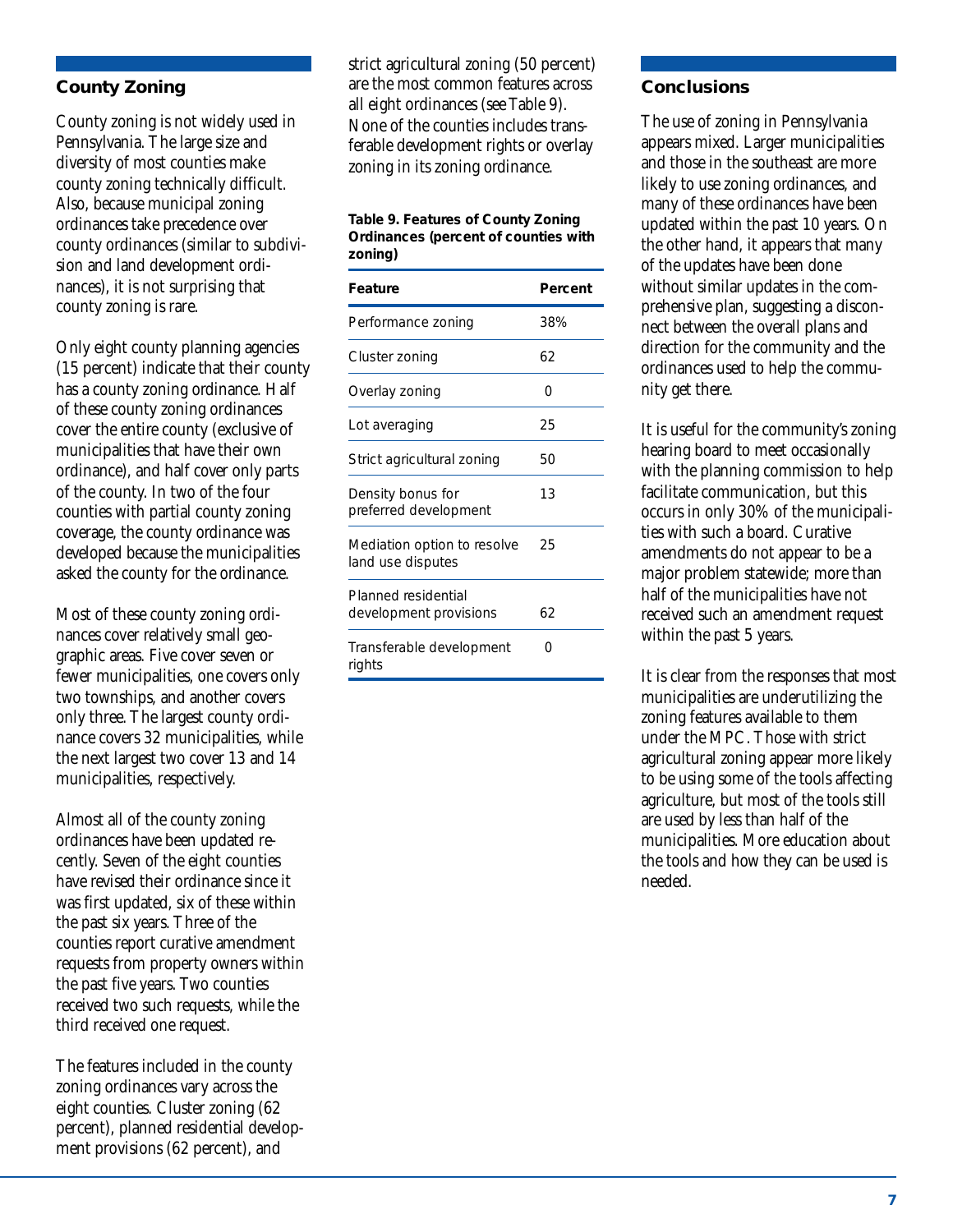## County Zoning

County zoning is not widely used in Pennsylvania. The large size and diversity of most counties make county zoning technically difficult. Also, because municipal zoning ordinances take precedence over county ordinances (similar to subdivision and land development ordinances), it is not surprising that county zoning is rare.

Only eight county planning agencies (15 percent) indicate that their county has a county zoning ordinance. Half of these county zoning ordinances cover the entire county (exclusive of municipalities that have their own ordinance), and half cover only parts of the county. In two of the four counties with partial county zoning coverage, the county ordinance was developed because the municipalities asked the county for the ordinance.

Most of these county zoning ordinances cover relatively small geographic areas. Five cover seven or fewer municipalities, one covers only two townships, and another covers only three. The largest county ordinance covers 32 municipalities, while the next largest two cover 13 and 14 municipalities, respectively.

Almost all of the county zoning ordinances have been updated recently. Seven of the eight counties have revised their ordinance since it was first updated, six of these within the past six years. Three of the counties report curative amendment requests from property owners within the past five years. Two counties received two such requests, while the third received one request.

The features included in the county zoning ordinances vary across the eight counties. Cluster zoning (62 percent), planned residential development provisions (62 percent), and strict agricultural zoning (50 percent) are the most common features across all eight ordinances (see Table 9). None of the counties includes transferable development rights or overlay zoning in its zoning ordinance.

**Table 9. Features of County Zoning Ordinances (percent of counties with zoning)**

| Feature | Percent |
|---|---|
| Performance zoning | 38% |
| Cluster zoning | 62 |
| Overlay zoning | 0 |
| Lot averaging | 25 |
| Strict agricultural zoning | 50 |
| Density bonus for preferred development | 13 |
| Mediation option to resolve land use disputes | 25 |
| Planned residential development provisions | 62 |
| Transferable development rights | 0 |

## Conclusions

The use of zoning in Pennsylvania appears mixed. Larger municipalities and those in the southeast are more likely to use zoning ordinances, and many of these ordinances have been updated within the past 10 years. On the other hand, it appears that many of the updates have been done without similar updates in the comprehensive plan, suggesting a disconnect between the overall plans and direction for the community and the ordinances used to help the community get there.

It is useful for the community's zoning hearing board to meet occasionally with the planning commission to help facilitate communication, but this occurs in only 30% of the municipalities with such a board. Curative amendments do not appear to be a major problem statewide; more than half of the municipalities have not received such an amendment request within the past 5 years.

It is clear from the responses that most municipalities are underutilizing the zoning features available to them under the MPC. Those with strict agricultural zoning appear more likely to be using some of the tools affecting agriculture, but most of the tools still are used by less than half of the municipalities. More education about the tools and how they can be used is needed.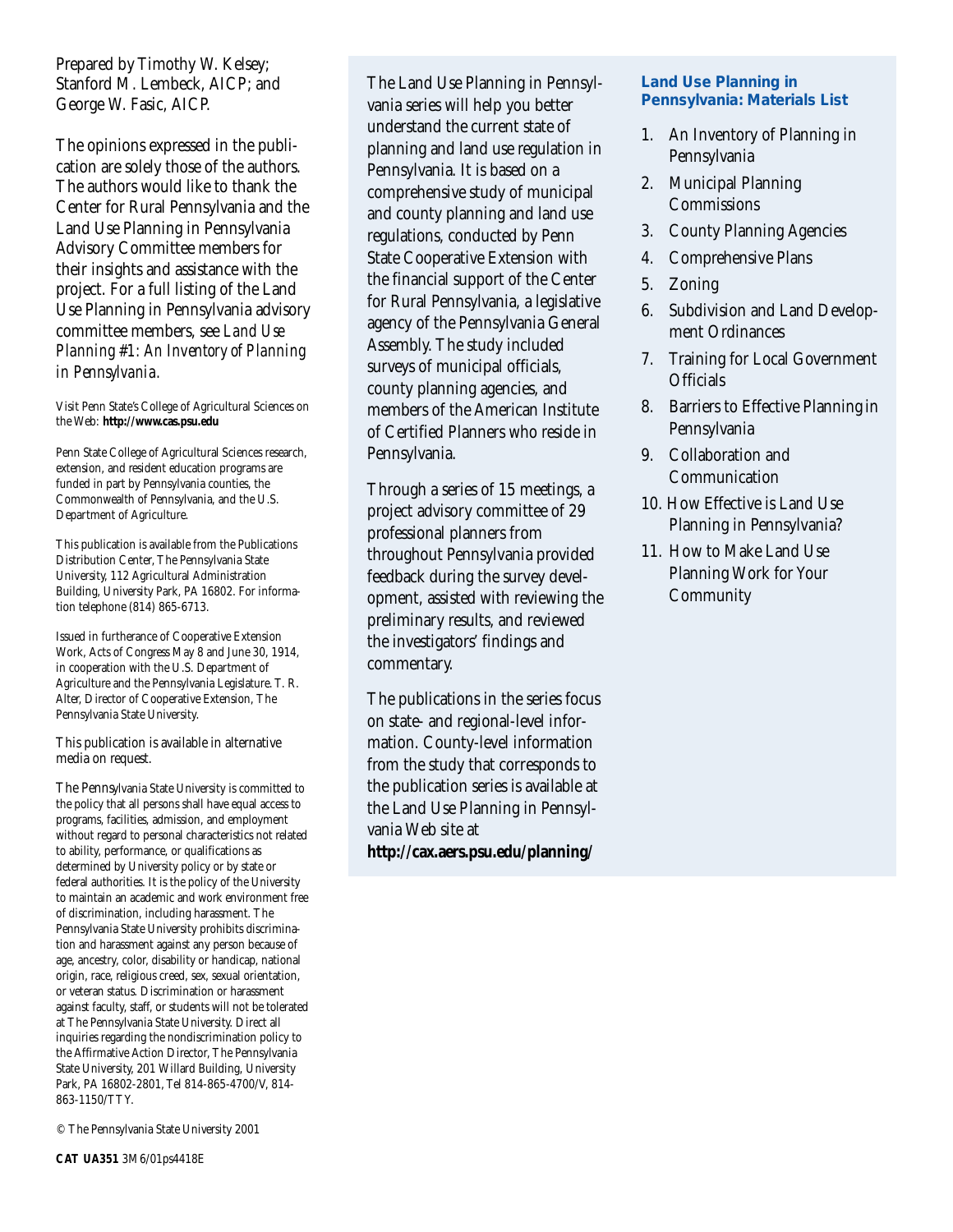Prepared by Timothy W. Kelsey; Stanford M. Lembeck, AICP; and George W. Fasic, AICP.

The opinions expressed in the publication are solely those of the authors. The authors would like to thank the Center for Rural Pennsylvania and the Land Use Planning in Pennsylvania Advisory Committee members for their insights and assistance with the project. For a full listing of the Land Use Planning in Pennsylvania advisory committee members, see *Land Use Planning #1: An Inventory of Planning in Pennsylvania*.

Visit Penn State's College of Agricultural Sciences on the Web: **http://www.cas.psu.edu**

Penn State College of Agricultural Sciences research, extension, and resident education programs are funded in part by Pennsylvania counties, the Commonwealth of Pennsylvania, and the U.S. Department of Agriculture.

This publication is available from the Publications Distribution Center, The Pennsylvania State University, 112 Agricultural Administration Building, University Park, PA 16802. For information telephone (814) 865-6713.

Issued in furtherance of Cooperative Extension Work, Acts of Congress May 8 and June 30, 1914, in cooperation with the U.S. Department of Agriculture and the Pennsylvania Legislature. T. R. Alter, Director of Cooperative Extension, The Pennsylvania State University.

This publication is available in alternative media on request.

The Pennsylvania State University is committed to the policy that all persons shall have equal access to programs, facilities, admission, and employment without regard to personal characteristics not related to ability, performance, or qualifications as determined by University policy or by state or federal authorities. It is the policy of the University to maintain an academic and work environment free of discrimination, including harassment. The Pennsylvania State University prohibits discrimination and harassment against any person because of age, ancestry, color, disability or handicap, national origin, race, religious creed, sex, sexual orientation, or veteran status. Discrimination or harassment against faculty, staff, or students will not be tolerated at The Pennsylvania State University. Direct all inquiries regarding the nondiscrimination policy to the Affirmative Action Director, The Pennsylvania State University, 201 Willard Building, University Park, PA 16802-2801, Tel 814-865-4700/V, 814-863-1150/TTY.

© The Pennsylvania State University 2001

**CAT UA351** 3M6/01ps4418E

The Land Use Planning in Pennsylvania series will help you better understand the current state of planning and land use regulation in Pennsylvania. It is based on a comprehensive study of municipal and county planning and land use regulations, conducted by Penn State Cooperative Extension with the financial support of the Center for Rural Pennsylvania, a legislative agency of the Pennsylvania General Assembly. The study included surveys of municipal officials, county planning agencies, and members of the American Institute of Certified Planners who reside in Pennsylvania.

Through a series of 15 meetings, a project advisory committee of 29 professional planners from throughout Pennsylvania provided feedback during the survey development, assisted with reviewing the preliminary results, and reviewed the investigators' findings and commentary.

The publications in the series focus on state- and regional-level information. County-level information from the study that corresponds to the publication series is available at the Land Use Planning in Pennsylvania Web site at **http://cax.aers.psu.edu/planning/**

### Land Use Planning in Pennsylvania: Materials List

1. An Inventory of Planning in Pennsylvania
2. Municipal Planning Commissions
3. County Planning Agencies
4. Comprehensive Plans
5. Zoning
6. Subdivision and Land Development Ordinances
7. Training for Local Government Officials
8. Barriers to Effective Planning in Pennsylvania
9. Collaboration and Communication
10. How Effective is Land Use Planning in Pennsylvania?
11. How to Make Land Use Planning Work for Your Community